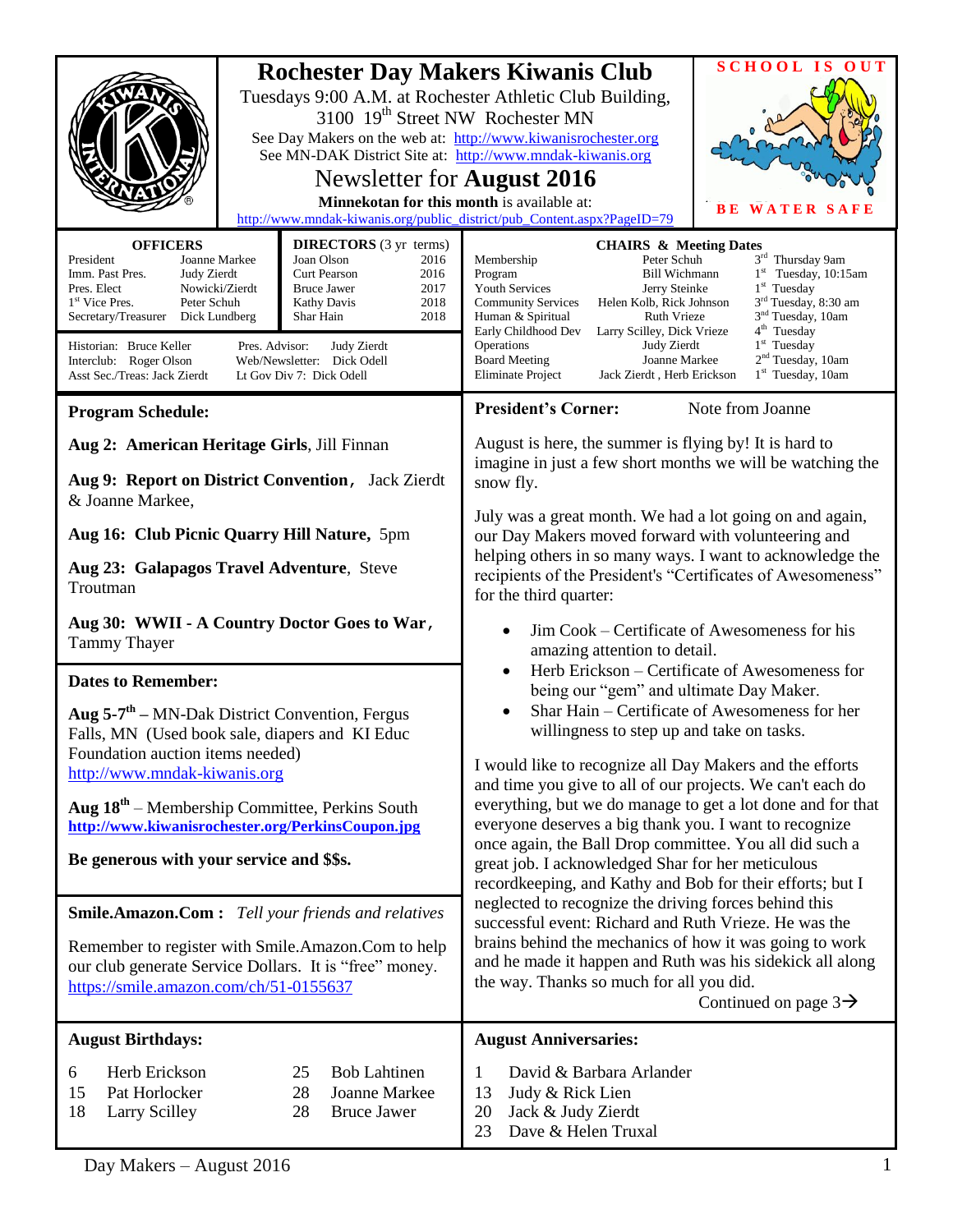# Rochester Day Makers Kiwanis Club

Tuesdays 9:00 A.M. at Rochester Athletic Club Building, 3100 19th Street NW Rochester MN

See Day Makers on the web at: http://www.kiwanisrochester.org

See MN-DAK District Site at: http://www.mndak-kiwanis.org

## Newsletter for **August 2016**

**Minnekotan for this month** is available at:
http://www.mndak-kiwanis.org/public_district/pub_Content.aspx?PageID=79

SCHOOL IS OUT

BE WATER SAFE

**OFFICERS**

| | |
|---|---|
| President | Joanne Markee |
| Imm. Past Pres. | Judy Zierdt |
| Pres. Elect | Nowicki/Zierdt |
| 1st Vice Pres. | Peter Schuh |
| Secretary/Treasurer | Dick Lundberg |

**DIRECTORS** (3 yr terms)

| | |
|---|---|
| Joan Olson | 2016 |
| Curt Pearson | 2016 |
| Bruce Jawer | 2017 |
| Kathy Davis | 2018 |
| Shar Hain | 2018 |

Historian: Bruce Keller
Interclub: Roger Olson
Asst Sec./Treas: Jack Zierdt
Pres. Advisor: Judy Zierdt
Web/Newsletter: Dick Odell
Lt Gov Div 7: Dick Odell

**CHAIRS & Meeting Dates**

| | | |
|---|---|---|
| Membership | Peter Schuh | 3rd Thursday 9am |
| Program | Bill Wichmann | 1st Tuesday, 10:15am |
| Youth Services | Jerry Steinke | 1st Tuesday |
| Community Services | Helen Kolb, Rick Johnson | 3rd Tuesday, 8:30 am |
| Human & Spiritual | Ruth Vrieze | 3nd Tuesday, 10am |
| Early Childhood Dev | Larry Scilley, Dick Vrieze | 4th Tuesday |
| Operations | Judy Zierdt | 1st Tuesday |
| Board Meeting | Joanne Markee | 2nd Tuesday, 10am |
| Eliminate Project | Jack Zierdt , Herb Erickson | 1st Tuesday, 10am |

### Program Schedule:

**Aug 2: American Heritage Girls**, Jill Finnan

**Aug 9: Report on District Convention**, Jack Zierdt & Joanne Markee,

**Aug 16: Club Picnic Quarry Hill Nature,** 5pm

**Aug 23: Galapagos Travel Adventure**, Steve Troutman

**Aug 30: WWII - A Country Doctor Goes to War**, Tammy Thayer

### Dates to Remember:

**Aug 5-7th** – MN-Dak District Convention, Fergus Falls, MN (Used book sale, diapers and KI Educ Foundation auction items needed)
http://www.mndak-kiwanis.org

**Aug 18th** – Membership Committee, Perkins South
**http://www.kiwanisrochester.org/PerkinsCoupon.jpg**

**Be generous with your service and $$s.**

### Smile.Amazon.Com : *Tell your friends and relatives*

Remember to register with Smile.Amazon.Com to help our club generate Service Dollars. It is "free" money.
https://smile.amazon.com/ch/51-0155637

### President's Corner: Note from Joanne

August is here, the summer is flying by! It is hard to imagine in just a few short months we will be watching the snow fly.

July was a great month. We had a lot going on and again, our Day Makers moved forward with volunteering and helping others in so many ways. I want to acknowledge the recipients of the President's "Certificates of Awesomeness" for the third quarter:

- Jim Cook – Certificate of Awesomeness for his amazing attention to detail.
- Herb Erickson – Certificate of Awesomeness for being our "gem" and ultimate Day Maker.
- Shar Hain – Certificate of Awesomeness for her willingness to step up and take on tasks.

I would like to recognize all Day Makers and the efforts and time you give to all of our projects. We can't each do everything, but we do manage to get a lot done and for that everyone deserves a big thank you. I want to recognize once again, the Ball Drop committee. You all did such a great job. I acknowledged Shar for her meticulous recordkeeping, and Kathy and Bob for their efforts; but I neglected to recognize the driving forces behind this successful event: Richard and Ruth Vrieze. He was the brains behind the mechanics of how it was going to work and he made it happen and Ruth was his sidekick all along the way. Thanks so much for all you did.

Continued on page 3→

### August Birthdays:

| | | | |
|---|---|---|---|
| 6 | Herb Erickson | 25 | Bob Lahtinen |
| 15 | Pat Horlocker | 28 | Joanne Markee |
| 18 | Larry Scilley | 28 | Bruce Jawer |

### August Anniversaries:

| | |
|---|---|
| 1 | David & Barbara Arlander |
| 13 | Judy & Rick Lien |
| 20 | Jack & Judy Zierdt |
| 23 | Dave & Helen Truxal |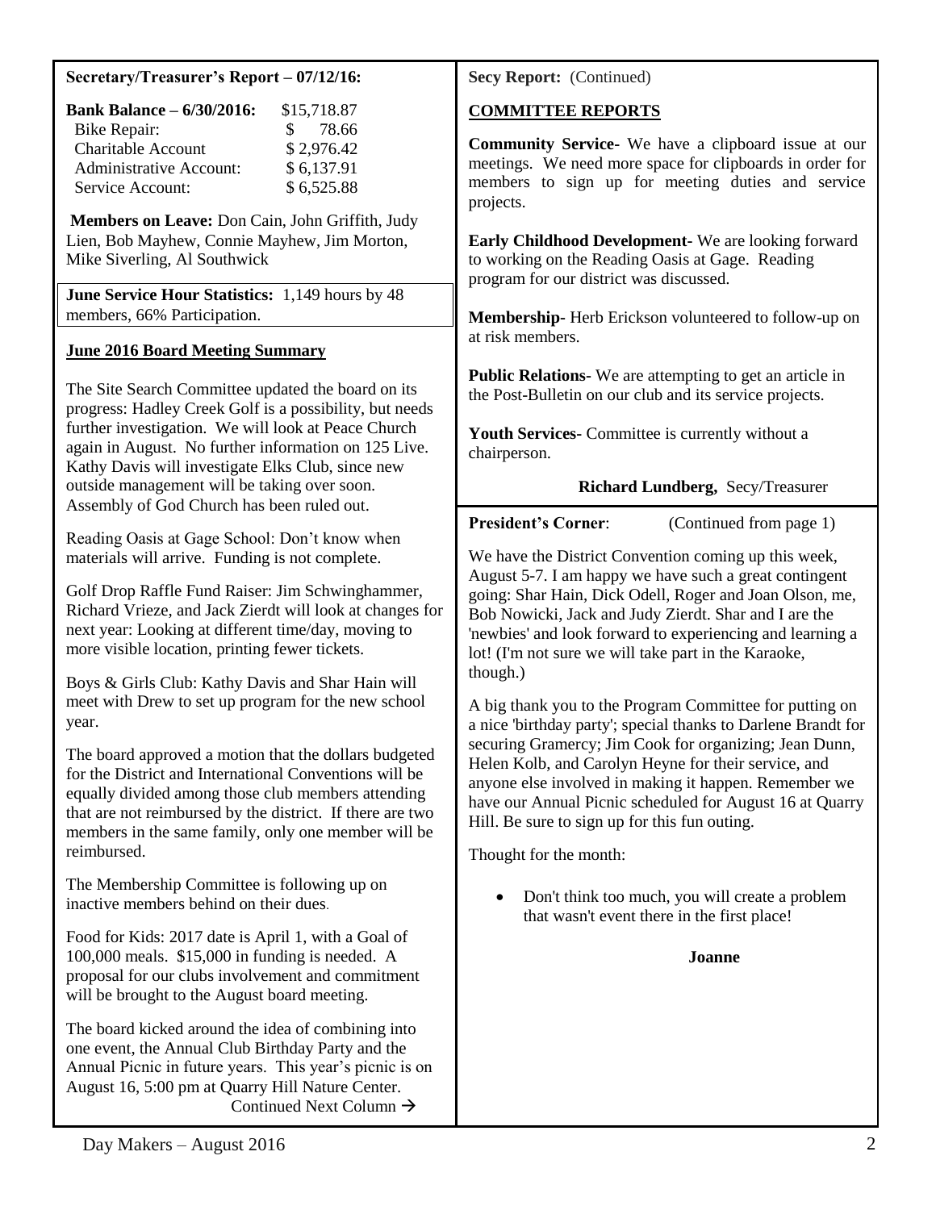**Secretary/Treasurer's Report – 07/12/16:**

| **Bank Balance – 6/30/2016:** | $15,718.87 |
|---|---|
| Bike Repair: | $ 78.66 |
| Charitable Account | $ 2,976.42 |
| Administrative Account: | $ 6,137.91 |
| Service Account: | $ 6,525.88 |

**Members on Leave:** Don Cain, John Griffith, Judy Lien, Bob Mayhew, Connie Mayhew, Jim Morton, Mike Siverling, Al Southwick

**June Service Hour Statistics:** 1,149 hours by 48 members, 66% Participation.

**June 2016 Board Meeting Summary**

The Site Search Committee updated the board on its progress: Hadley Creek Golf is a possibility, but needs further investigation. We will look at Peace Church again in August. No further information on 125 Live. Kathy Davis will investigate Elks Club, since new outside management will be taking over soon. Assembly of God Church has been ruled out.

Reading Oasis at Gage School: Don't know when materials will arrive. Funding is not complete.

Golf Drop Raffle Fund Raiser: Jim Schwinghammer, Richard Vrieze, and Jack Zierdt will look at changes for next year: Looking at different time/day, moving to more visible location, printing fewer tickets.

Boys & Girls Club: Kathy Davis and Shar Hain will meet with Drew to set up program for the new school year.

The board approved a motion that the dollars budgeted for the District and International Conventions will be equally divided among those club members attending that are not reimbursed by the district. If there are two members in the same family, only one member will be reimbursed.

The Membership Committee is following up on inactive members behind on their dues.

Food for Kids: 2017 date is April 1, with a Goal of 100,000 meals. $15,000 in funding is needed. A proposal for our clubs involvement and commitment will be brought to the August board meeting.

The board kicked around the idea of combining into one event, the Annual Club Birthday Party and the Annual Picnic in future years. This year's picnic is on August 16, 5:00 pm at Quarry Hill Nature Center.

Continued Next Column →

**Secy Report:** (Continued)

**COMMITTEE REPORTS**

**Community Service-** We have a clipboard issue at our meetings. We need more space for clipboards in order for members to sign up for meeting duties and service projects.

**Early Childhood Development-** We are looking forward to working on the Reading Oasis at Gage. Reading program for our district was discussed.

**Membership-** Herb Erickson volunteered to follow-up on at risk members.

**Public Relations-** We are attempting to get an article in the Post-Bulletin on our club and its service projects.

**Youth Services-** Committee is currently without a chairperson.

**Richard Lundberg,** Secy/Treasurer

**President's Corner**: (Continued from page 1)

We have the District Convention coming up this week, August 5-7. I am happy we have such a great contingent going: Shar Hain, Dick Odell, Roger and Joan Olson, me, Bob Nowicki, Jack and Judy Zierdt. Shar and I are the 'newbies' and look forward to experiencing and learning a lot! (I'm not sure we will take part in the Karaoke, though.)

A big thank you to the Program Committee for putting on a nice 'birthday party'; special thanks to Darlene Brandt for securing Gramercy; Jim Cook for organizing; Jean Dunn, Helen Kolb, and Carolyn Heyne for their service, and anyone else involved in making it happen. Remember we have our Annual Picnic scheduled for August 16 at Quarry Hill. Be sure to sign up for this fun outing.

Thought for the month:

- Don't think too much, you will create a problem that wasn't event there in the first place!

**Joanne**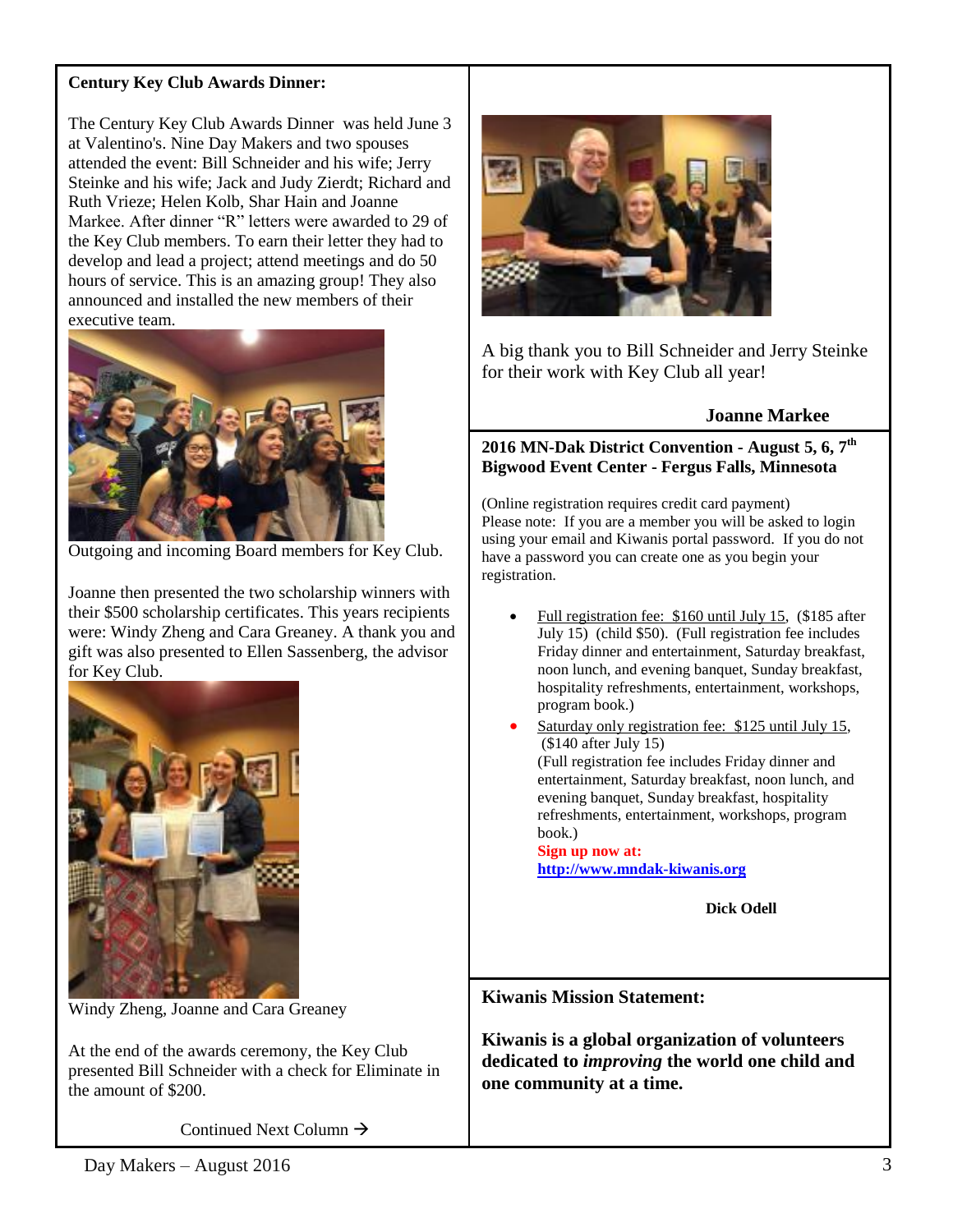**Century Key Club Awards Dinner:**

The Century Key Club Awards Dinner was held June 3 at Valentino's. Nine Day Makers and two spouses attended the event: Bill Schneider and his wife; Jerry Steinke and his wife; Jack and Judy Zierdt; Richard and Ruth Vrieze; Helen Kolb, Shar Hain and Joanne Markee. After dinner "R" letters were awarded to 29 of the Key Club members. To earn their letter they had to develop and lead a project; attend meetings and do 50 hours of service. This is an amazing group! They also announced and installed the new members of their executive team.

Outgoing and incoming Board members for Key Club.

Joanne then presented the two scholarship winners with their $500 scholarship certificates. This years recipients were: Windy Zheng and Cara Greaney. A thank you and gift was also presented to Ellen Sassenberg, the advisor for Key Club.

Windy Zheng, Joanne and Cara Greaney

At the end of the awards ceremony, the Key Club presented Bill Schneider with a check for Eliminate in the amount of $200.

Continued Next Column →

A big thank you to Bill Schneider and Jerry Steinke for their work with Key Club all year!

**Joanne Markee**

**2016 MN-Dak District Convention - August 5, 6, 7th**
**Bigwood Event Center - Fergus Falls, Minnesota**

(Online registration requires credit card payment)
Please note: If you are a member you will be asked to login using your email and Kiwanis portal password. If you do not have a password you can create one as you begin your registration.

- Full registration fee: $160 until July 15, ($185 after July 15) (child $50). (Full registration fee includes Friday dinner and entertainment, Saturday breakfast, noon lunch, and evening banquet, Sunday breakfast, hospitality refreshments, entertainment, workshops, program book.)
- Saturday only registration fee: $125 until July 15, ($140 after July 15)
  (Full registration fee includes Friday dinner and entertainment, Saturday breakfast, noon lunch, and evening banquet, Sunday breakfast, hospitality refreshments, entertainment, workshops, program book.)
  **Sign up now at:**
  **http://www.mndak-kiwanis.org**

**Dick Odell**

**Kiwanis Mission Statement:**

**Kiwanis is a global organization of volunteers dedicated to *improving* the world one child and one community at a time.**